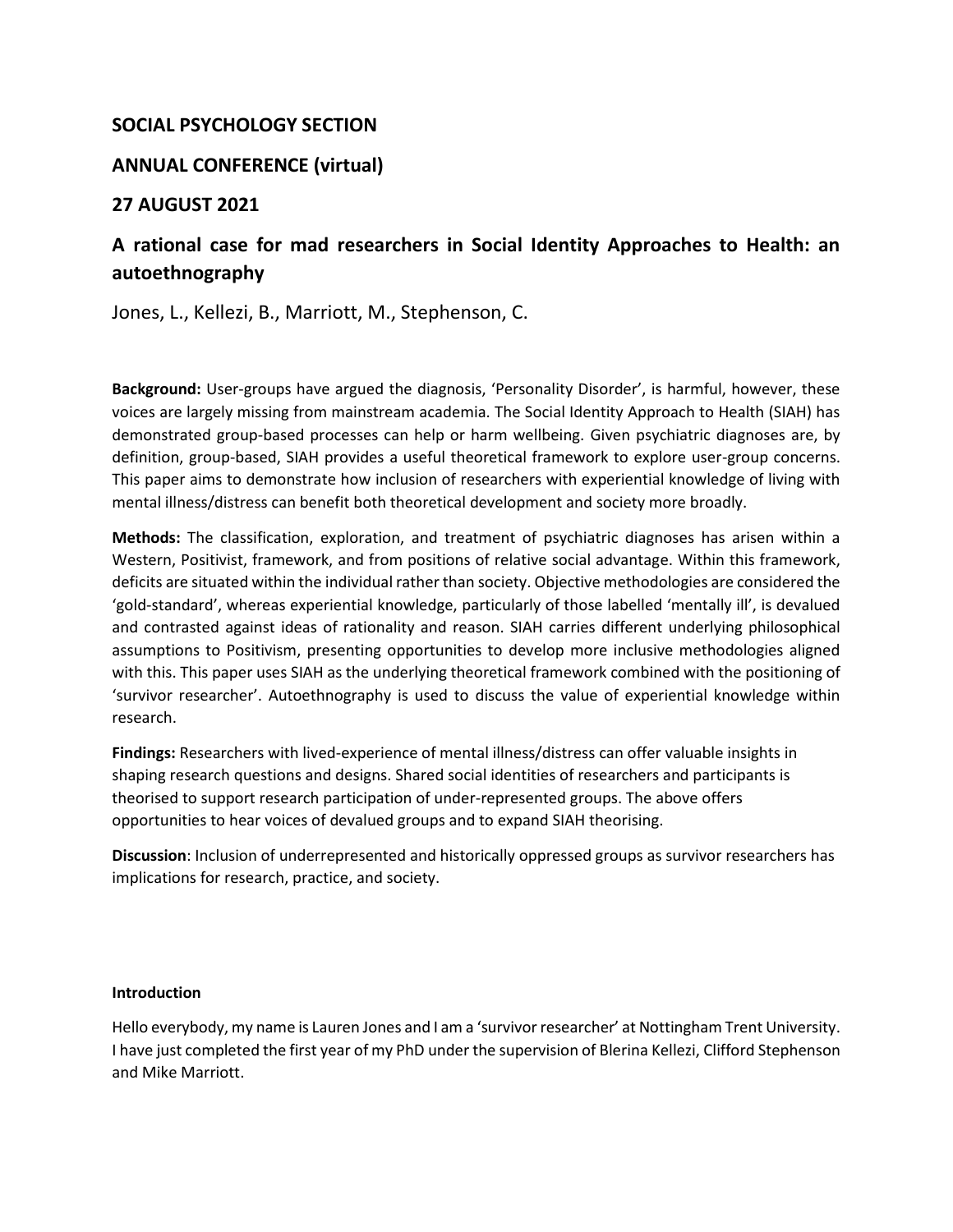## SOCIAL PSYCHOLOGY SECTION

## ANNUAL CONFERENCE (virtual)

## 27 AUGUST 2021

# A rational case for mad researchers in Social Identity Approaches to Health: an autoethnography

Jones, L., Kellezi, B., Marriott, M., Stephenson, C.

**Background:** User-groups have argued the diagnosis, 'Personality Disorder', is harmful, however, these voices are largely missing from mainstream academia. The Social Identity Approach to Health (SIAH) has demonstrated group-based processes can help or harm wellbeing. Given psychiatric diagnoses are, by definition, group-based, SIAH provides a useful theoretical framework to explore user-group concerns. This paper aims to demonstrate how inclusion of researchers with experiential knowledge of living with mental illness/distress can benefit both theoretical development and society more broadly.

**Methods:** The classification, exploration, and treatment of psychiatric diagnoses has arisen within a Western, Positivist, framework, and from positions of relative social advantage. Within this framework, deficits are situated within the individual rather than society. Objective methodologies are considered the 'gold-standard', whereas experiential knowledge, particularly of those labelled 'mentally ill', is devalued and contrasted against ideas of rationality and reason. SIAH carries different underlying philosophical assumptions to Positivism, presenting opportunities to develop more inclusive methodologies aligned with this. This paper uses SIAH as the underlying theoretical framework combined with the positioning of 'survivor researcher'. Autoethnography is used to discuss the value of experiential knowledge within research.

**Findings:** Researchers with lived-experience of mental illness/distress can offer valuable insights in shaping research questions and designs. Shared social identities of researchers and participants is theorised to support research participation of under-represented groups. The above offers opportunities to hear voices of devalued groups and to expand SIAH theorising.

**Discussion**: Inclusion of underrepresented and historically oppressed groups as survivor researchers has implications for research, practice, and society.

**Introduction**

Hello everybody, my name is Lauren Jones and I am a 'survivor researcher' at Nottingham Trent University. I have just completed the first year of my PhD under the supervision of Blerina Kellezi, Clifford Stephenson and Mike Marriott.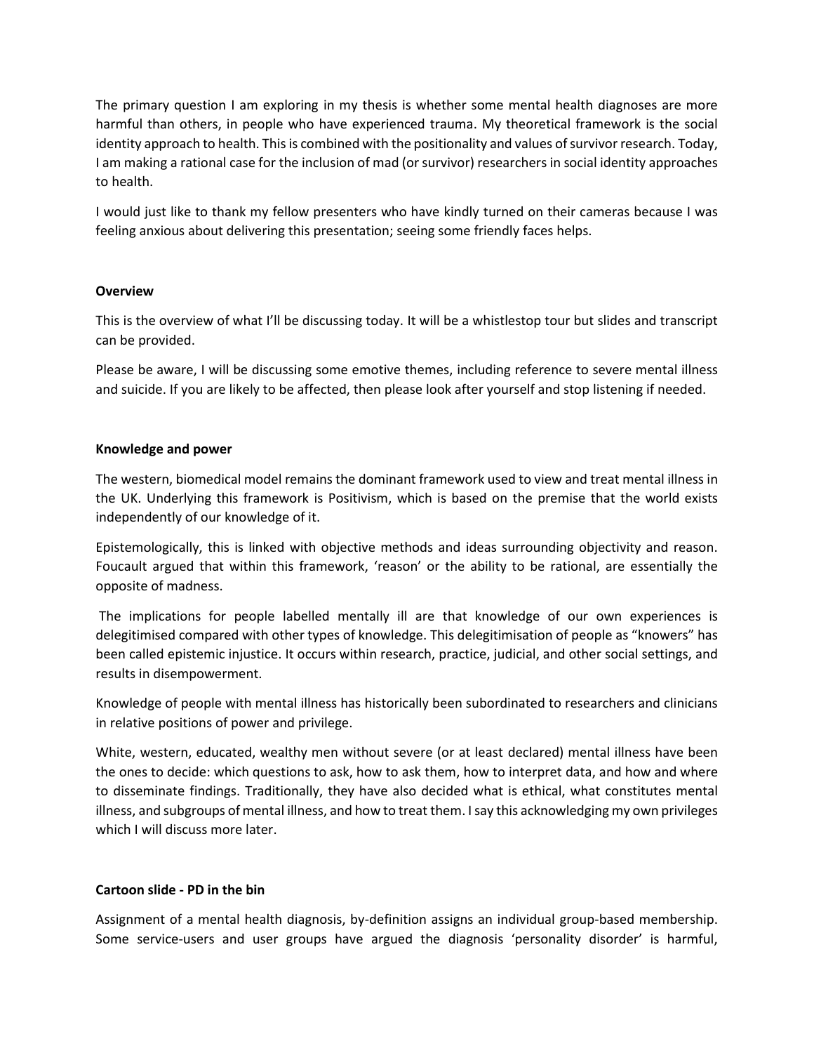The primary question I am exploring in my thesis is whether some mental health diagnoses are more harmful than others, in people who have experienced trauma. My theoretical framework is the social identity approach to health. This is combined with the positionality and values of survivor research. Today, I am making a rational case for the inclusion of mad (or survivor) researchers in social identity approaches to health.

I would just like to thank my fellow presenters who have kindly turned on their cameras because I was feeling anxious about delivering this presentation; seeing some friendly faces helps.

**Overview**

This is the overview of what I'll be discussing today. It will be a whistlestop tour but slides and transcript can be provided.

Please be aware, I will be discussing some emotive themes, including reference to severe mental illness and suicide. If you are likely to be affected, then please look after yourself and stop listening if needed.

**Knowledge and power**

The western, biomedical model remains the dominant framework used to view and treat mental illness in the UK. Underlying this framework is Positivism, which is based on the premise that the world exists independently of our knowledge of it.

Epistemologically, this is linked with objective methods and ideas surrounding objectivity and reason. Foucault argued that within this framework, 'reason' or the ability to be rational, are essentially the opposite of madness.

The implications for people labelled mentally ill are that knowledge of our own experiences is delegitimised compared with other types of knowledge. This delegitimisation of people as "knowers" has been called epistemic injustice. It occurs within research, practice, judicial, and other social settings, and results in disempowerment.

Knowledge of people with mental illness has historically been subordinated to researchers and clinicians in relative positions of power and privilege.

White, western, educated, wealthy men without severe (or at least declared) mental illness have been the ones to decide: which questions to ask, how to ask them, how to interpret data, and how and where to disseminate findings. Traditionally, they have also decided what is ethical, what constitutes mental illness, and subgroups of mental illness, and how to treat them. I say this acknowledging my own privileges which I will discuss more later.

**Cartoon slide - PD in the bin**

Assignment of a mental health diagnosis, by-definition assigns an individual group-based membership. Some service-users and user groups have argued the diagnosis 'personality disorder' is harmful,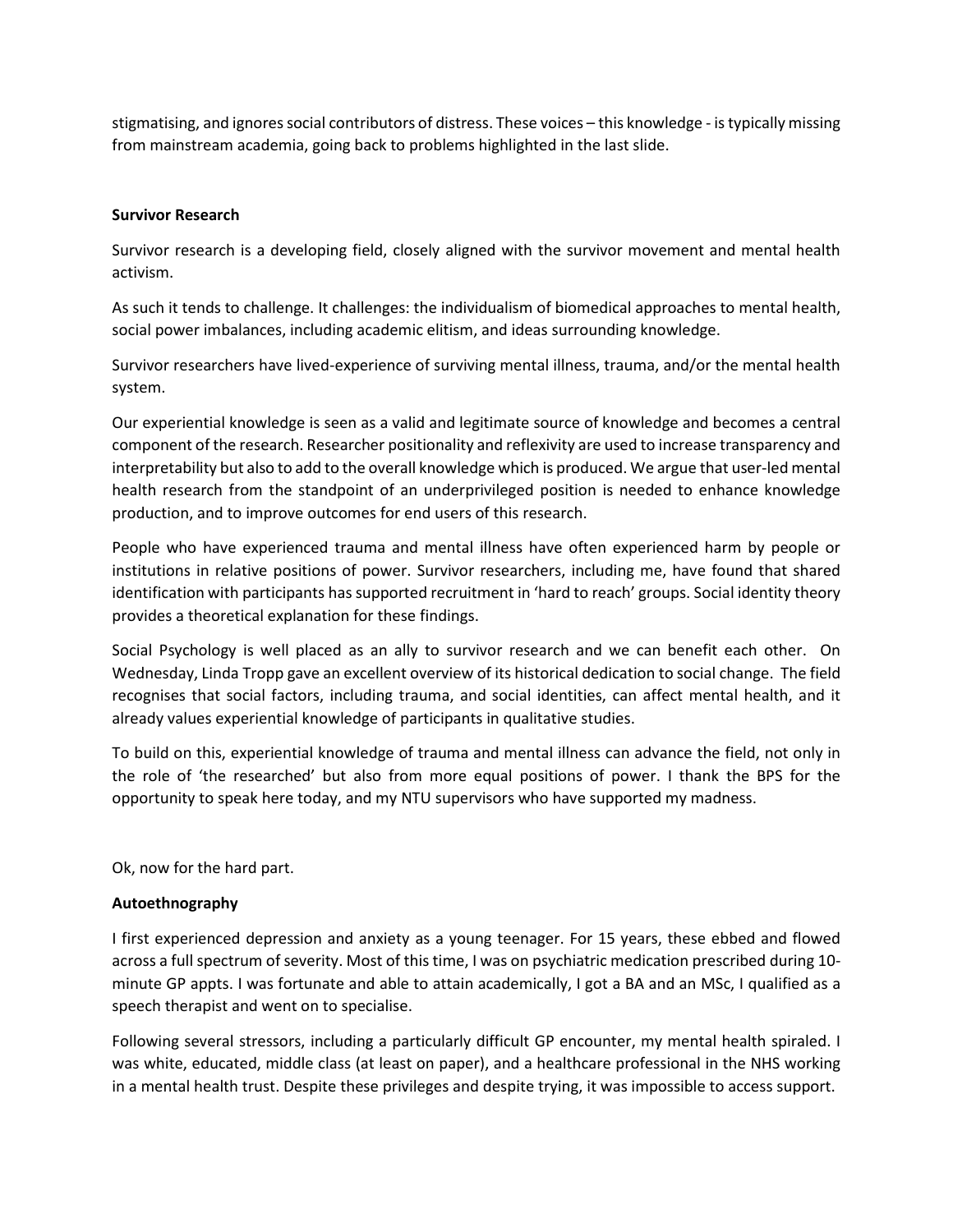stigmatising, and ignores social contributors of distress. These voices – this knowledge - is typically missing from mainstream academia, going back to problems highlighted in the last slide.

**Survivor Research**

Survivor research is a developing field, closely aligned with the survivor movement and mental health activism.

As such it tends to challenge. It challenges: the individualism of biomedical approaches to mental health, social power imbalances, including academic elitism, and ideas surrounding knowledge.

Survivor researchers have lived-experience of surviving mental illness, trauma, and/or the mental health system.

Our experiential knowledge is seen as a valid and legitimate source of knowledge and becomes a central component of the research. Researcher positionality and reflexivity are used to increase transparency and interpretability but also to add to the overall knowledge which is produced. We argue that user-led mental health research from the standpoint of an underprivileged position is needed to enhance knowledge production, and to improve outcomes for end users of this research.

People who have experienced trauma and mental illness have often experienced harm by people or institutions in relative positions of power. Survivor researchers, including me, have found that shared identification with participants has supported recruitment in 'hard to reach' groups. Social identity theory provides a theoretical explanation for these findings.

Social Psychology is well placed as an ally to survivor research and we can benefit each other. On Wednesday, Linda Tropp gave an excellent overview of its historical dedication to social change. The field recognises that social factors, including trauma, and social identities, can affect mental health, and it already values experiential knowledge of participants in qualitative studies.

To build on this, experiential knowledge of trauma and mental illness can advance the field, not only in the role of 'the researched' but also from more equal positions of power. I thank the BPS for the opportunity to speak here today, and my NTU supervisors who have supported my madness.

Ok, now for the hard part.

**Autoethnography**

I first experienced depression and anxiety as a young teenager. For 15 years, these ebbed and flowed across a full spectrum of severity. Most of this time, I was on psychiatric medication prescribed during 10-minute GP appts. I was fortunate and able to attain academically, I got a BA and an MSc, I qualified as a speech therapist and went on to specialise.

Following several stressors, including a particularly difficult GP encounter, my mental health spiraled. I was white, educated, middle class (at least on paper), and a healthcare professional in the NHS working in a mental health trust. Despite these privileges and despite trying, it was impossible to access support.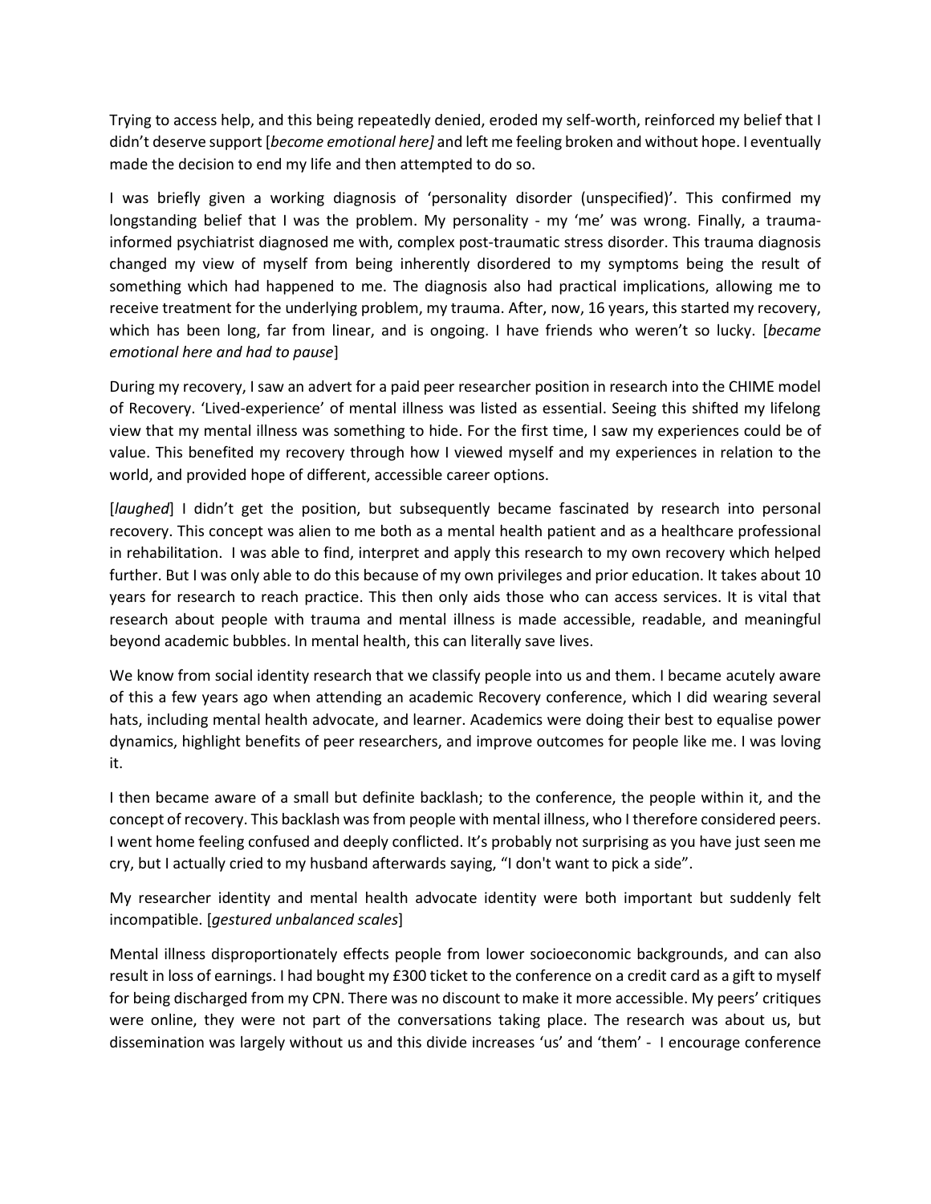Trying to access help, and this being repeatedly denied, eroded my self-worth, reinforced my belief that I didn't deserve support [*become emotional here]* and left me feeling broken and without hope. I eventually made the decision to end my life and then attempted to do so.

I was briefly given a working diagnosis of 'personality disorder (unspecified)'. This confirmed my longstanding belief that I was the problem. My personality - my 'me' was wrong. Finally, a trauma-informed psychiatrist diagnosed me with, complex post-traumatic stress disorder. This trauma diagnosis changed my view of myself from being inherently disordered to my symptoms being the result of something which had happened to me. The diagnosis also had practical implications, allowing me to receive treatment for the underlying problem, my trauma. After, now, 16 years, this started my recovery, which has been long, far from linear, and is ongoing. I have friends who weren't so lucky. [*became emotional here and had to pause*]

During my recovery, I saw an advert for a paid peer researcher position in research into the CHIME model of Recovery. 'Lived-experience' of mental illness was listed as essential. Seeing this shifted my lifelong view that my mental illness was something to hide. For the first time, I saw my experiences could be of value. This benefited my recovery through how I viewed myself and my experiences in relation to the world, and provided hope of different, accessible career options.

[*laughed*] I didn't get the position, but subsequently became fascinated by research into personal recovery. This concept was alien to me both as a mental health patient and as a healthcare professional in rehabilitation. I was able to find, interpret and apply this research to my own recovery which helped further. But I was only able to do this because of my own privileges and prior education. It takes about 10 years for research to reach practice. This then only aids those who can access services. It is vital that research about people with trauma and mental illness is made accessible, readable, and meaningful beyond academic bubbles. In mental health, this can literally save lives.

We know from social identity research that we classify people into us and them. I became acutely aware of this a few years ago when attending an academic Recovery conference, which I did wearing several hats, including mental health advocate, and learner. Academics were doing their best to equalise power dynamics, highlight benefits of peer researchers, and improve outcomes for people like me. I was loving it.

I then became aware of a small but definite backlash; to the conference, the people within it, and the concept of recovery. This backlash was from people with mental illness, who I therefore considered peers. I went home feeling confused and deeply conflicted. It's probably not surprising as you have just seen me cry, but I actually cried to my husband afterwards saying, "I don't want to pick a side".

My researcher identity and mental health advocate identity were both important but suddenly felt incompatible. [*gestured unbalanced scales*]

Mental illness disproportionately effects people from lower socioeconomic backgrounds, and can also result in loss of earnings. I had bought my £300 ticket to the conference on a credit card as a gift to myself for being discharged from my CPN. There was no discount to make it more accessible. My peers' critiques were online, they were not part of the conversations taking place. The research was about us, but dissemination was largely without us and this divide increases 'us' and 'them' - I encourage conference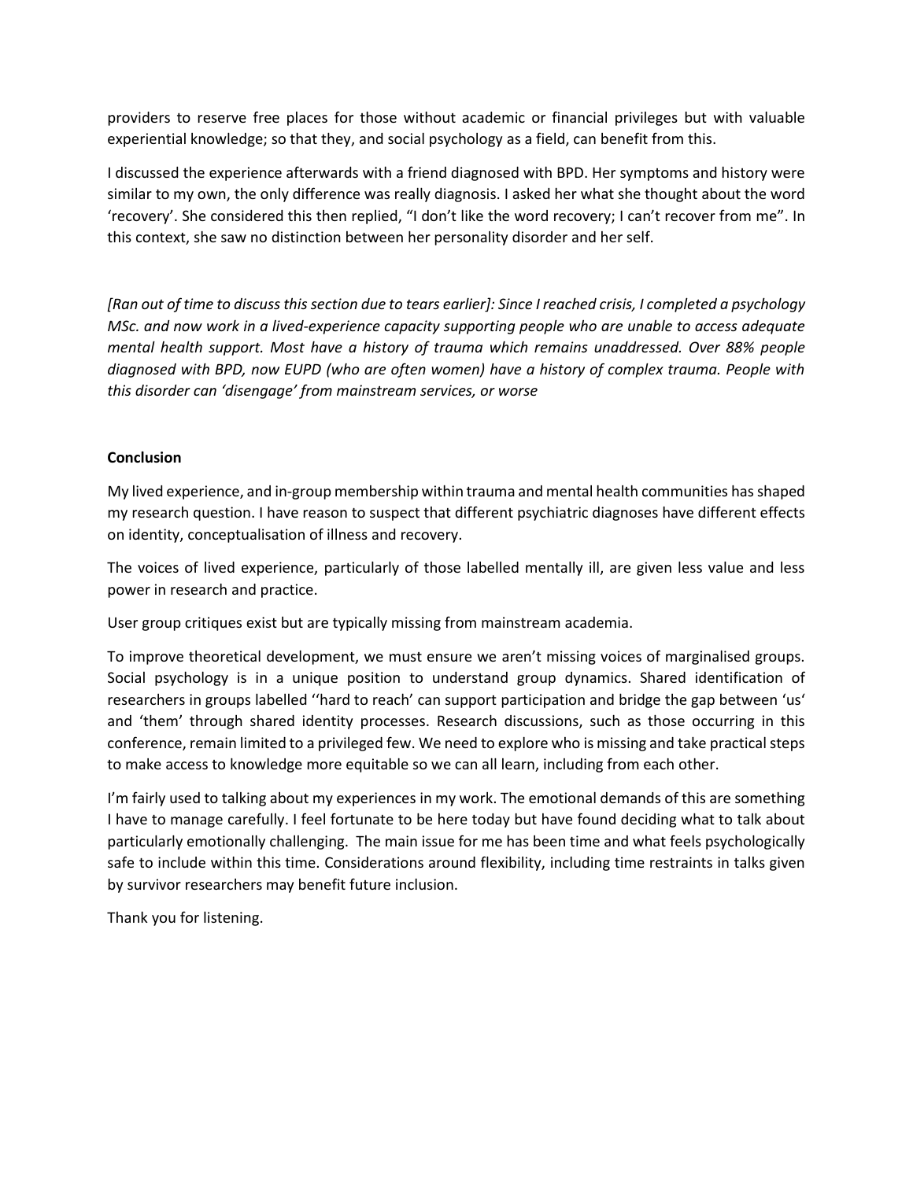providers to reserve free places for those without academic or financial privileges but with valuable experiential knowledge; so that they, and social psychology as a field, can benefit from this.

I discussed the experience afterwards with a friend diagnosed with BPD. Her symptoms and history were similar to my own, the only difference was really diagnosis. I asked her what she thought about the word 'recovery'. She considered this then replied, "I don't like the word recovery; I can't recover from me". In this context, she saw no distinction between her personality disorder and her self.

*[Ran out of time to discuss this section due to tears earlier]: Since I reached crisis, I completed a psychology MSc. and now work in a lived-experience capacity supporting people who are unable to access adequate mental health support. Most have a history of trauma which remains unaddressed. Over 88% people diagnosed with BPD, now EUPD (who are often women) have a history of complex trauma. People with this disorder can 'disengage' from mainstream services, or worse*

**Conclusion**

My lived experience, and in-group membership within trauma and mental health communities has shaped my research question. I have reason to suspect that different psychiatric diagnoses have different effects on identity, conceptualisation of illness and recovery.

The voices of lived experience, particularly of those labelled mentally ill, are given less value and less power in research and practice.

User group critiques exist but are typically missing from mainstream academia.

To improve theoretical development, we must ensure we aren't missing voices of marginalised groups. Social psychology is in a unique position to understand group dynamics. Shared identification of researchers in groups labelled ''hard to reach' can support participation and bridge the gap between 'us' and 'them' through shared identity processes. Research discussions, such as those occurring in this conference, remain limited to a privileged few. We need to explore who is missing and take practical steps to make access to knowledge more equitable so we can all learn, including from each other.

I'm fairly used to talking about my experiences in my work. The emotional demands of this are something I have to manage carefully. I feel fortunate to be here today but have found deciding what to talk about particularly emotionally challenging. The main issue for me has been time and what feels psychologically safe to include within this time. Considerations around flexibility, including time restraints in talks given by survivor researchers may benefit future inclusion.

Thank you for listening.